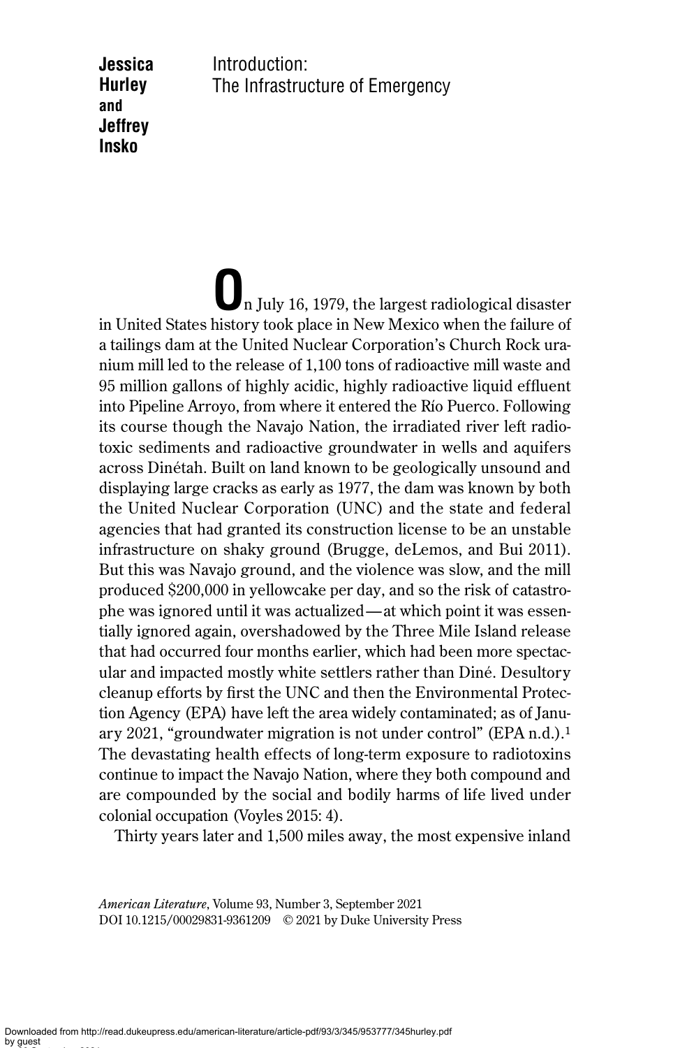**Jessica Hurley and Jeffrey Insko**

# Introduction: The Infrastructure of Emergency

On July 16, 1979, the largest radiological disaster in United States history took place in New Mexico when the failure of a tailings dam at the United Nuclear Corporation's Church Rock uranium mill led to the release of 1,100 tons of radioactive mill waste and 95 million gallons of highly acidic, highly radioactive liquid effluent into Pipeline Arroyo, from where it entered the Río Puerco. Following its course though the Navajo Nation, the irradiated river left radiotoxic sediments and radioactive groundwater in wells and aquifers across Dinétah. Built on land known to be geologically unsound and displaying large cracks as early as 1977, the dam was known by both the United Nuclear Corporation (UNC) and the state and federal agencies that had granted its construction license to be an unstable infrastructure on shaky ground (Brugge, deLemos, and Bui 2011). But this was Navajo ground, and the violence was slow, and the mill produced $200,000 in yellowcake per day, and so the risk of catastrophe was ignored until it was actualized—at which point it was essentially ignored again, overshadowed by the Three Mile Island release that had occurred four months earlier, which had been more spectacular and impacted mostly white settlers rather than Diné. Desultory cleanup efforts by first the UNC and then the Environmental Protection Agency (EPA) have left the area widely contaminated; as of January 2021, "groundwater migration is not under control" (EPA n.d.).[1] The devastating health effects of long-term exposure to radiotoxins continue to impact the Navajo Nation, where they both compound and are compounded by the social and bodily harms of life lived under colonial occupation (Voyles 2015: 4).

Thirty years later and 1,500 miles away, the most expensive inland

*American Literature*, Volume 93, Number 3, September 2021
DOI 10.1215/00029831-9361209 © 2021 by Duke University Press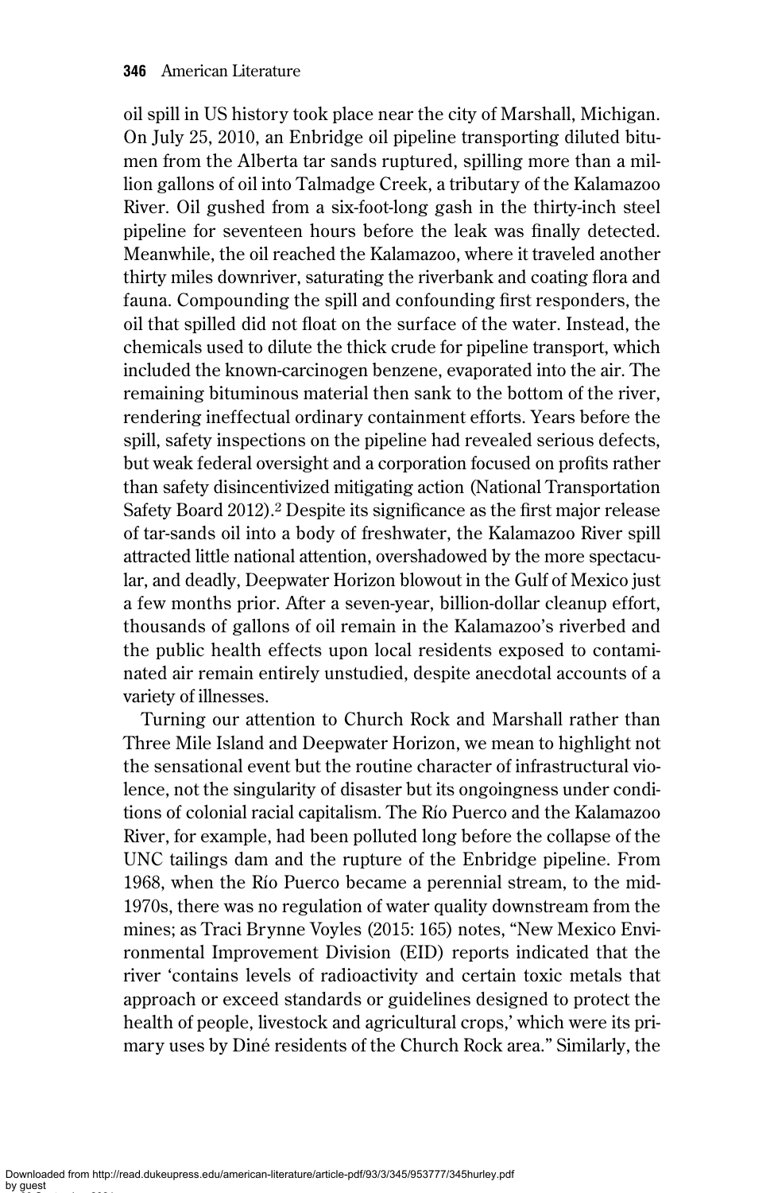oil spill in US history took place near the city of Marshall, Michigan. On July 25, 2010, an Enbridge oil pipeline transporting diluted bitumen from the Alberta tar sands ruptured, spilling more than a million gallons of oil into Talmadge Creek, a tributary of the Kalamazoo River. Oil gushed from a six-foot-long gash in the thirty-inch steel pipeline for seventeen hours before the leak was finally detected. Meanwhile, the oil reached the Kalamazoo, where it traveled another thirty miles downriver, saturating the riverbank and coating flora and fauna. Compounding the spill and confounding first responders, the oil that spilled did not float on the surface of the water. Instead, the chemicals used to dilute the thick crude for pipeline transport, which included the known-carcinogen benzene, evaporated into the air. The remaining bituminous material then sank to the bottom of the river, rendering ineffectual ordinary containment efforts. Years before the spill, safety inspections on the pipeline had revealed serious defects, but weak federal oversight and a corporation focused on profits rather than safety disincentivized mitigating action (National Transportation Safety Board 2012).[2] Despite its significance as the first major release of tar-sands oil into a body of freshwater, the Kalamazoo River spill attracted little national attention, overshadowed by the more spectacular, and deadly, Deepwater Horizon blowout in the Gulf of Mexico just a few months prior. After a seven-year, billion-dollar cleanup effort, thousands of gallons of oil remain in the Kalamazoo's riverbed and the public health effects upon local residents exposed to contaminated air remain entirely unstudied, despite anecdotal accounts of a variety of illnesses.

Turning our attention to Church Rock and Marshall rather than Three Mile Island and Deepwater Horizon, we mean to highlight not the sensational event but the routine character of infrastructural violence, not the singularity of disaster but its ongoingness under conditions of colonial racial capitalism. The Río Puerco and the Kalamazoo River, for example, had been polluted long before the collapse of the UNC tailings dam and the rupture of the Enbridge pipeline. From 1968, when the Río Puerco became a perennial stream, to the mid-1970s, there was no regulation of water quality downstream from the mines; as Traci Brynne Voyles (2015: 165) notes, "New Mexico Environmental Improvement Division (EID) reports indicated that the river 'contains levels of radioactivity and certain toxic metals that approach or exceed standards or guidelines designed to protect the health of people, livestock and agricultural crops,' which were its primary uses by Diné residents of the Church Rock area." Similarly, the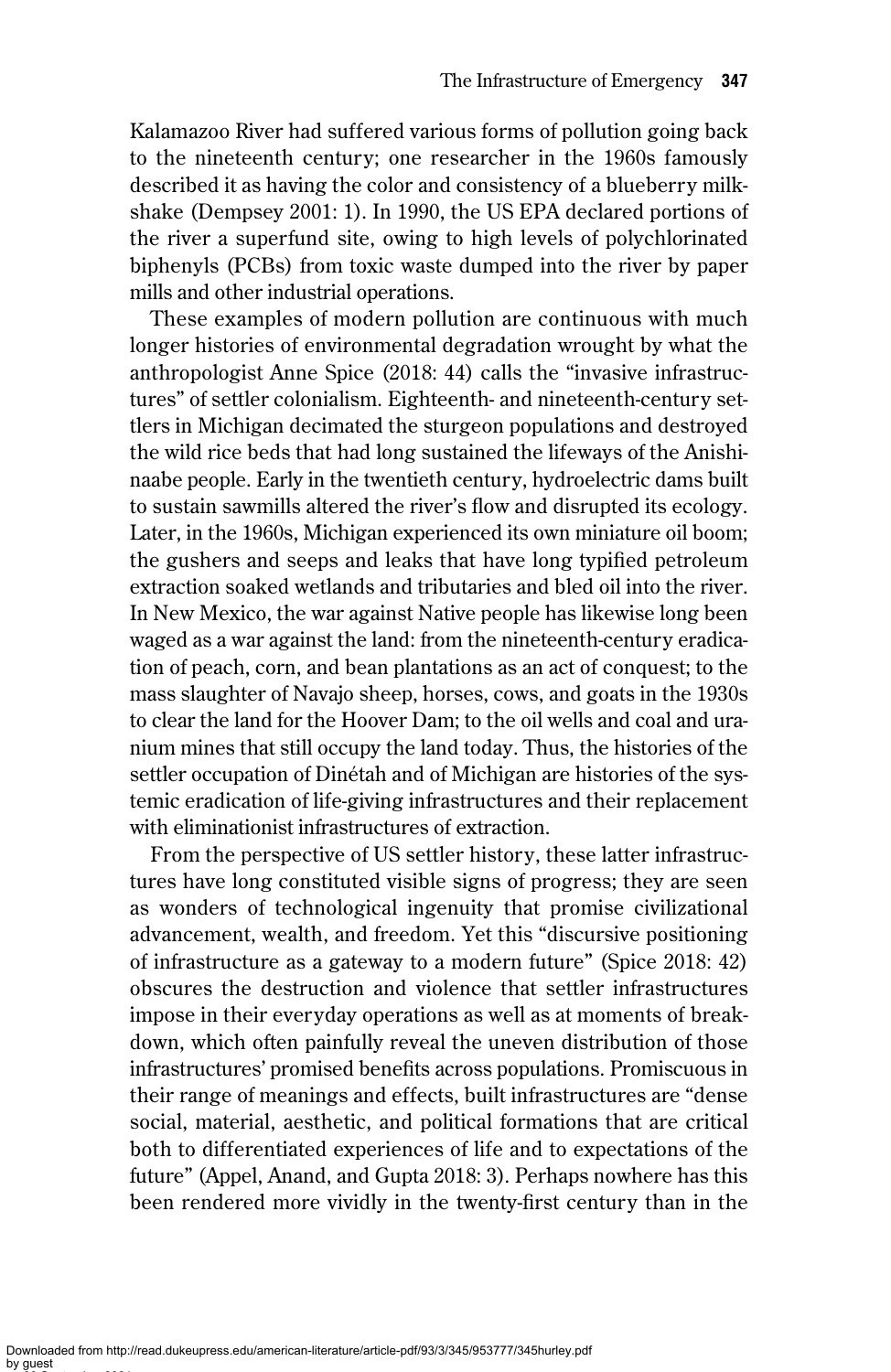Kalamazoo River had suffered various forms of pollution going back to the nineteenth century; one researcher in the 1960s famously described it as having the color and consistency of a blueberry milkshake (Dempsey 2001: 1). In 1990, the US EPA declared portions of the river a superfund site, owing to high levels of polychlorinated biphenyls (PCBs) from toxic waste dumped into the river by paper mills and other industrial operations.

These examples of modern pollution are continuous with much longer histories of environmental degradation wrought by what the anthropologist Anne Spice (2018: 44) calls the "invasive infrastructures" of settler colonialism. Eighteenth- and nineteenth-century settlers in Michigan decimated the sturgeon populations and destroyed the wild rice beds that had long sustained the lifeways of the Anishinaabe people. Early in the twentieth century, hydroelectric dams built to sustain sawmills altered the river's flow and disrupted its ecology. Later, in the 1960s, Michigan experienced its own miniature oil boom; the gushers and seeps and leaks that have long typified petroleum extraction soaked wetlands and tributaries and bled oil into the river. In New Mexico, the war against Native people has likewise long been waged as a war against the land: from the nineteenth-century eradication of peach, corn, and bean plantations as an act of conquest; to the mass slaughter of Navajo sheep, horses, cows, and goats in the 1930s to clear the land for the Hoover Dam; to the oil wells and coal and uranium mines that still occupy the land today. Thus, the histories of the settler occupation of Dinétah and of Michigan are histories of the systemic eradication of life-giving infrastructures and their replacement with eliminationist infrastructures of extraction.

From the perspective of US settler history, these latter infrastructures have long constituted visible signs of progress; they are seen as wonders of technological ingenuity that promise civilizational advancement, wealth, and freedom. Yet this "discursive positioning of infrastructure as a gateway to a modern future" (Spice 2018: 42) obscures the destruction and violence that settler infrastructures impose in their everyday operations as well as at moments of breakdown, which often painfully reveal the uneven distribution of those infrastructures' promised benefits across populations. Promiscuous in their range of meanings and effects, built infrastructures are "dense social, material, aesthetic, and political formations that are critical both to differentiated experiences of life and to expectations of the future" (Appel, Anand, and Gupta 2018: 3). Perhaps nowhere has this been rendered more vividly in the twenty-first century than in the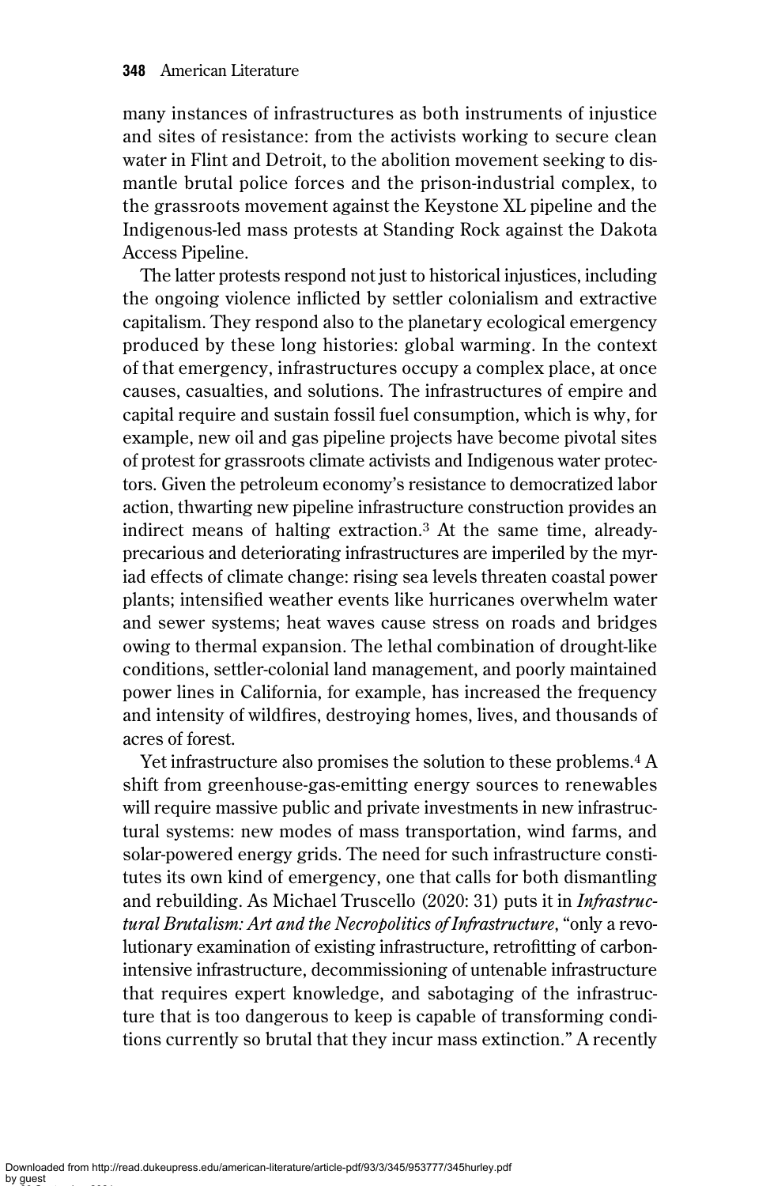many instances of infrastructures as both instruments of injustice and sites of resistance: from the activists working to secure clean water in Flint and Detroit, to the abolition movement seeking to dismantle brutal police forces and the prison-industrial complex, to the grassroots movement against the Keystone XL pipeline and the Indigenous-led mass protests at Standing Rock against the Dakota Access Pipeline.

The latter protests respond not just to historical injustices, including the ongoing violence inflicted by settler colonialism and extractive capitalism. They respond also to the planetary ecological emergency produced by these long histories: global warming. In the context of that emergency, infrastructures occupy a complex place, at once causes, casualties, and solutions. The infrastructures of empire and capital require and sustain fossil fuel consumption, which is why, for example, new oil and gas pipeline projects have become pivotal sites of protest for grassroots climate activists and Indigenous water protectors. Given the petroleum economy's resistance to democratized labor action, thwarting new pipeline infrastructure construction provides an indirect means of halting extraction.[3] At the same time, already-precarious and deteriorating infrastructures are imperiled by the myriad effects of climate change: rising sea levels threaten coastal power plants; intensified weather events like hurricanes overwhelm water and sewer systems; heat waves cause stress on roads and bridges owing to thermal expansion. The lethal combination of drought-like conditions, settler-colonial land management, and poorly maintained power lines in California, for example, has increased the frequency and intensity of wildfires, destroying homes, lives, and thousands of acres of forest.

Yet infrastructure also promises the solution to these problems.[4] A shift from greenhouse-gas-emitting energy sources to renewables will require massive public and private investments in new infrastructural systems: new modes of mass transportation, wind farms, and solar-powered energy grids. The need for such infrastructure constitutes its own kind of emergency, one that calls for both dismantling and rebuilding. As Michael Truscello (2020: 31) puts it in *Infrastructural Brutalism: Art and the Necropolitics of Infrastructure*, "only a revolutionary examination of existing infrastructure, retrofitting of carbon-intensive infrastructure, decommissioning of untenable infrastructure that requires expert knowledge, and sabotaging of the infrastructure that is too dangerous to keep is capable of transforming conditions currently so brutal that they incur mass extinction." A recently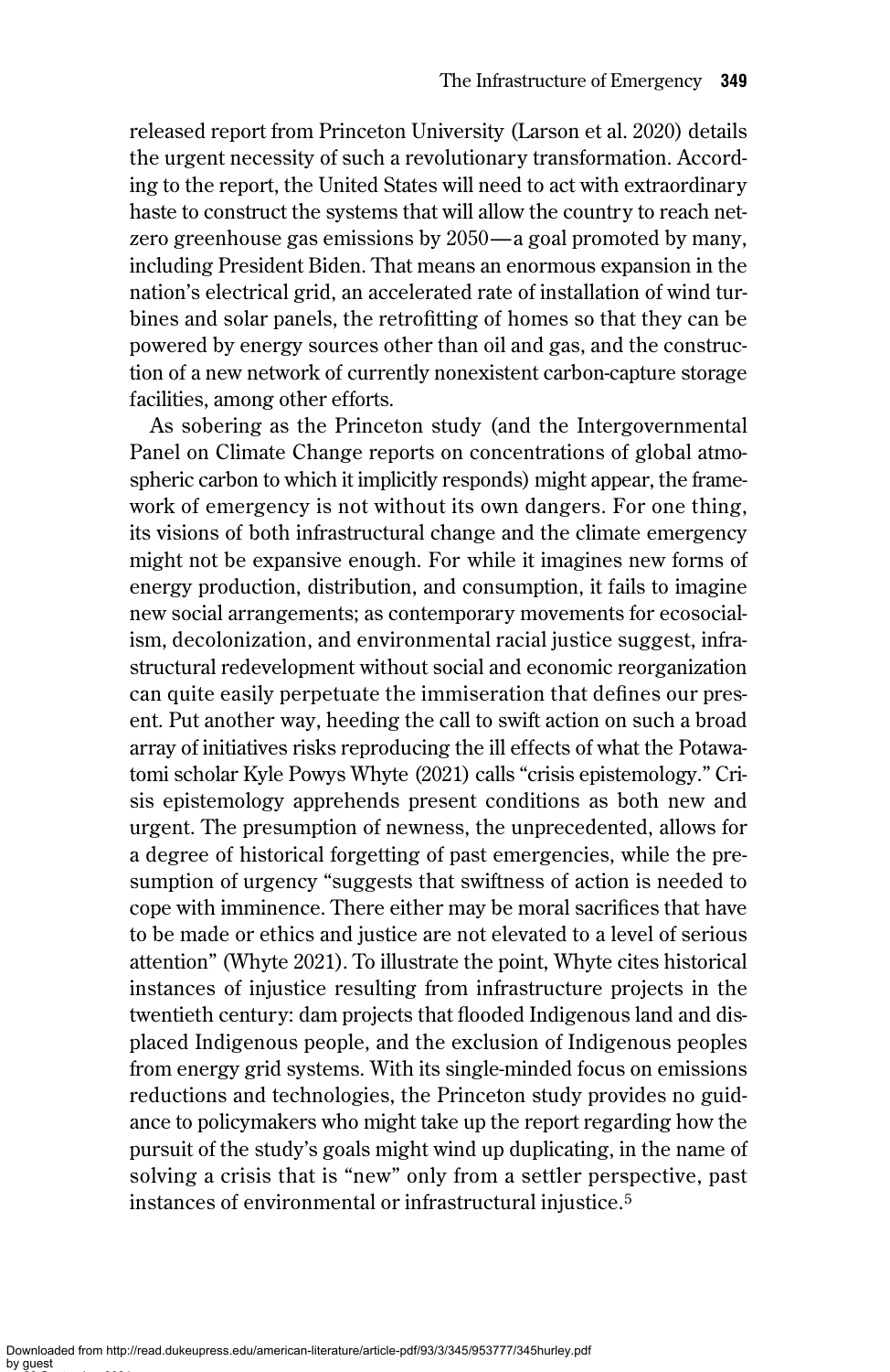released report from Princeton University (Larson et al. 2020) details the urgent necessity of such a revolutionary transformation. According to the report, the United States will need to act with extraordinary haste to construct the systems that will allow the country to reach net-zero greenhouse gas emissions by 2050—a goal promoted by many, including President Biden. That means an enormous expansion in the nation's electrical grid, an accelerated rate of installation of wind turbines and solar panels, the retrofitting of homes so that they can be powered by energy sources other than oil and gas, and the construction of a new network of currently nonexistent carbon-capture storage facilities, among other efforts.

As sobering as the Princeton study (and the Intergovernmental Panel on Climate Change reports on concentrations of global atmospheric carbon to which it implicitly responds) might appear, the framework of emergency is not without its own dangers. For one thing, its visions of both infrastructural change and the climate emergency might not be expansive enough. For while it imagines new forms of energy production, distribution, and consumption, it fails to imagine new social arrangements; as contemporary movements for ecosocialism, decolonization, and environmental racial justice suggest, infrastructural redevelopment without social and economic reorganization can quite easily perpetuate the immiseration that defines our present. Put another way, heeding the call to swift action on such a broad array of initiatives risks reproducing the ill effects of what the Potawatomi scholar Kyle Powys Whyte (2021) calls "crisis epistemology." Crisis epistemology apprehends present conditions as both new and urgent. The presumption of newness, the unprecedented, allows for a degree of historical forgetting of past emergencies, while the presumption of urgency "suggests that swiftness of action is needed to cope with imminence. There either may be moral sacrifices that have to be made or ethics and justice are not elevated to a level of serious attention" (Whyte 2021). To illustrate the point, Whyte cites historical instances of injustice resulting from infrastructure projects in the twentieth century: dam projects that flooded Indigenous land and displaced Indigenous people, and the exclusion of Indigenous peoples from energy grid systems. With its single-minded focus on emissions reductions and technologies, the Princeton study provides no guidance to policymakers who might take up the report regarding how the pursuit of the study's goals might wind up duplicating, in the name of solving a crisis that is "new" only from a settler perspective, past instances of environmental or infrastructural injustice.[5]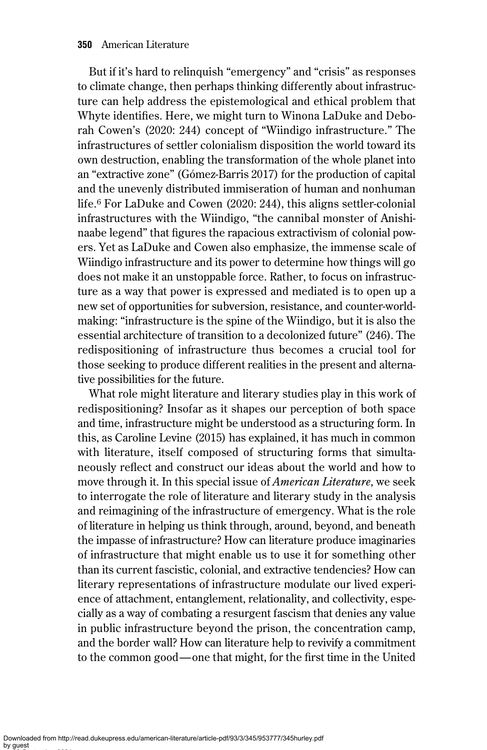But if it's hard to relinquish "emergency" and "crisis" as responses to climate change, then perhaps thinking differently about infrastructure can help address the epistemological and ethical problem that Whyte identifies. Here, we might turn to Winona LaDuke and Deborah Cowen's (2020: 244) concept of "Wiindigo infrastructure." The infrastructures of settler colonialism disposition the world toward its own destruction, enabling the transformation of the whole planet into an "extractive zone" (Gómez-Barris 2017) for the production of capital and the unevenly distributed immiseration of human and nonhuman life.[6] For LaDuke and Cowen (2020: 244), this aligns settler-colonial infrastructures with the Wiindigo, "the cannibal monster of Anishinaabe legend" that figures the rapacious extractivism of colonial powers. Yet as LaDuke and Cowen also emphasize, the immense scale of Wiindigo infrastructure and its power to determine how things will go does not make it an unstoppable force. Rather, to focus on infrastructure as a way that power is expressed and mediated is to open up a new set of opportunities for subversion, resistance, and counter-worldmaking: "infrastructure is the spine of the Wiindigo, but it is also the essential architecture of transition to a decolonized future" (246). The redispositioning of infrastructure thus becomes a crucial tool for those seeking to produce different realities in the present and alternative possibilities for the future.

What role might literature and literary studies play in this work of redispositioning? Insofar as it shapes our perception of both space and time, infrastructure might be understood as a structuring form. In this, as Caroline Levine (2015) has explained, it has much in common with literature, itself composed of structuring forms that simultaneously reflect and construct our ideas about the world and how to move through it. In this special issue of *American Literature*, we seek to interrogate the role of literature and literary study in the analysis and reimagining of the infrastructure of emergency. What is the role of literature in helping us think through, around, beyond, and beneath the impasse of infrastructure? How can literature produce imaginaries of infrastructure that might enable us to use it for something other than its current fascistic, colonial, and extractive tendencies? How can literary representations of infrastructure modulate our lived experience of attachment, entanglement, relationality, and collectivity, especially as a way of combating a resurgent fascism that denies any value in public infrastructure beyond the prison, the concentration camp, and the border wall? How can literature help to revivify a commitment to the common good—one that might, for the first time in the United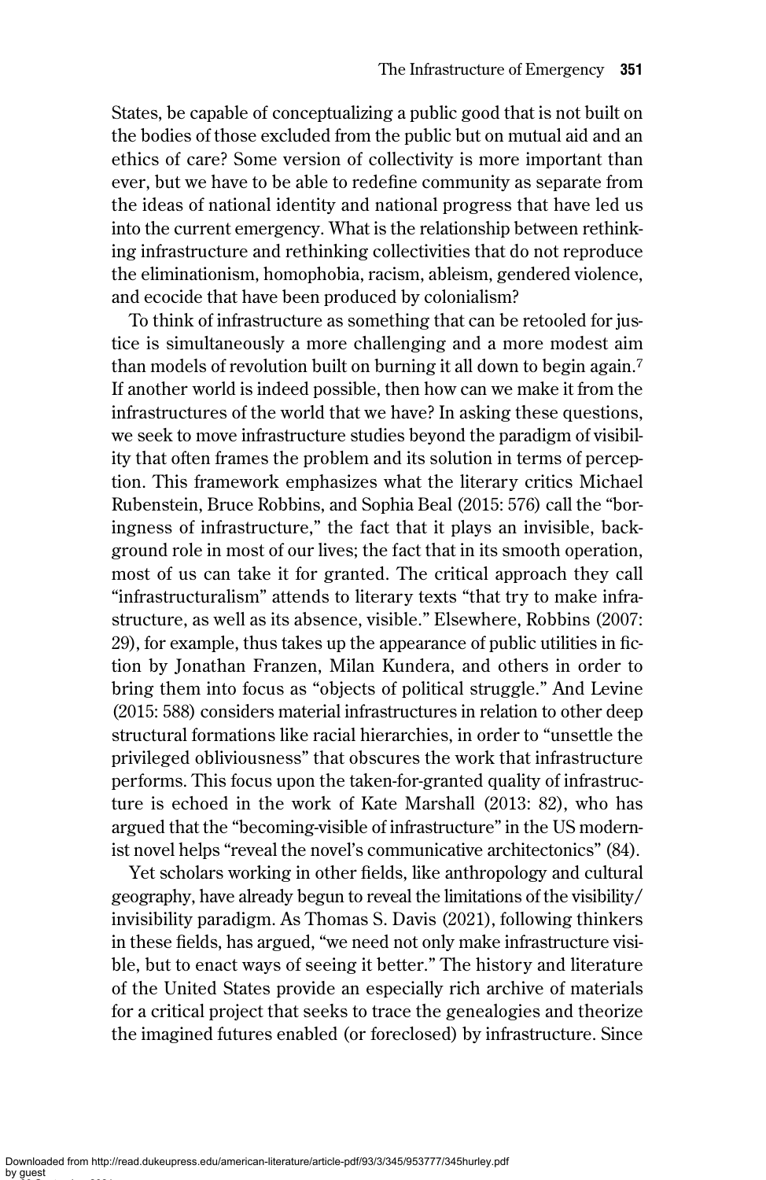States, be capable of conceptualizing a public good that is not built on the bodies of those excluded from the public but on mutual aid and an ethics of care? Some version of collectivity is more important than ever, but we have to be able to redefine community as separate from the ideas of national identity and national progress that have led us into the current emergency. What is the relationship between rethinking infrastructure and rethinking collectivities that do not reproduce the eliminationism, homophobia, racism, ableism, gendered violence, and ecocide that have been produced by colonialism?

To think of infrastructure as something that can be retooled for justice is simultaneously a more challenging and a more modest aim than models of revolution built on burning it all down to begin again.[7] If another world is indeed possible, then how can we make it from the infrastructures of the world that we have? In asking these questions, we seek to move infrastructure studies beyond the paradigm of visibility that often frames the problem and its solution in terms of perception. This framework emphasizes what the literary critics Michael Rubenstein, Bruce Robbins, and Sophia Beal (2015: 576) call the "boringness of infrastructure," the fact that it plays an invisible, background role in most of our lives; the fact that in its smooth operation, most of us can take it for granted. The critical approach they call "infrastructuralism" attends to literary texts "that try to make infrastructure, as well as its absence, visible." Elsewhere, Robbins (2007: 29), for example, thus takes up the appearance of public utilities in fiction by Jonathan Franzen, Milan Kundera, and others in order to bring them into focus as "objects of political struggle." And Levine (2015: 588) considers material infrastructures in relation to other deep structural formations like racial hierarchies, in order to "unsettle the privileged obliviousness" that obscures the work that infrastructure performs. This focus upon the taken-for-granted quality of infrastructure is echoed in the work of Kate Marshall (2013: 82), who has argued that the "becoming-visible of infrastructure" in the US modernist novel helps "reveal the novel's communicative architectonics" (84).

Yet scholars working in other fields, like anthropology and cultural geography, have already begun to reveal the limitations of the visibility/invisibility paradigm. As Thomas S. Davis (2021), following thinkers in these fields, has argued, "we need not only make infrastructure visible, but to enact ways of seeing it better." The history and literature of the United States provide an especially rich archive of materials for a critical project that seeks to trace the genealogies and theorize the imagined futures enabled (or foreclosed) by infrastructure. Since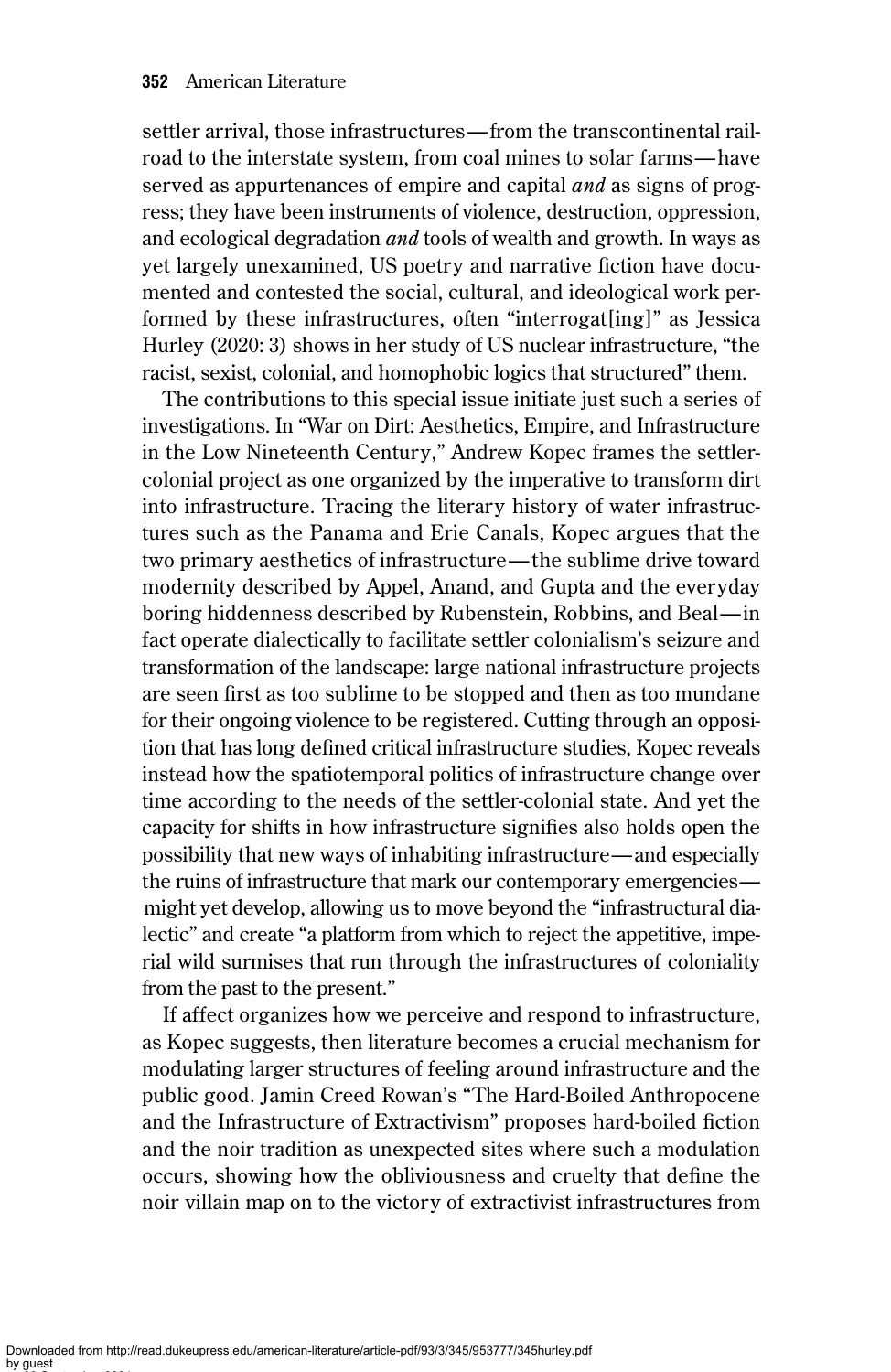settler arrival, those infrastructures—from the transcontinental railroad to the interstate system, from coal mines to solar farms—have served as appurtenances of empire and capital *and* as signs of progress; they have been instruments of violence, destruction, oppression, and ecological degradation *and* tools of wealth and growth. In ways as yet largely unexamined, US poetry and narrative fiction have documented and contested the social, cultural, and ideological work performed by these infrastructures, often "interrogat[ing]" as Jessica Hurley (2020: 3) shows in her study of US nuclear infrastructure, "the racist, sexist, colonial, and homophobic logics that structured" them.

The contributions to this special issue initiate just such a series of investigations. In "War on Dirt: Aesthetics, Empire, and Infrastructure in the Low Nineteenth Century," Andrew Kopec frames the settler-colonial project as one organized by the imperative to transform dirt into infrastructure. Tracing the literary history of water infrastructures such as the Panama and Erie Canals, Kopec argues that the two primary aesthetics of infrastructure—the sublime drive toward modernity described by Appel, Anand, and Gupta and the everyday boring hiddenness described by Rubenstein, Robbins, and Beal—in fact operate dialectically to facilitate settler colonialism's seizure and transformation of the landscape: large national infrastructure projects are seen first as too sublime to be stopped and then as too mundane for their ongoing violence to be registered. Cutting through an opposition that has long defined critical infrastructure studies, Kopec reveals instead how the spatiotemporal politics of infrastructure change over time according to the needs of the settler-colonial state. And yet the capacity for shifts in how infrastructure signifies also holds open the possibility that new ways of inhabiting infrastructure—and especially the ruins of infrastructure that mark our contemporary emergencies—might yet develop, allowing us to move beyond the "infrastructural dialectic" and create "a platform from which to reject the appetitive, imperial wild surmises that run through the infrastructures of coloniality from the past to the present."

If affect organizes how we perceive and respond to infrastructure, as Kopec suggests, then literature becomes a crucial mechanism for modulating larger structures of feeling around infrastructure and the public good. Jamin Creed Rowan's "The Hard-Boiled Anthropocene and the Infrastructure of Extractivism" proposes hard-boiled fiction and the noir tradition as unexpected sites where such a modulation occurs, showing how the obliviousness and cruelty that define the noir villain map on to the victory of extractivist infrastructures from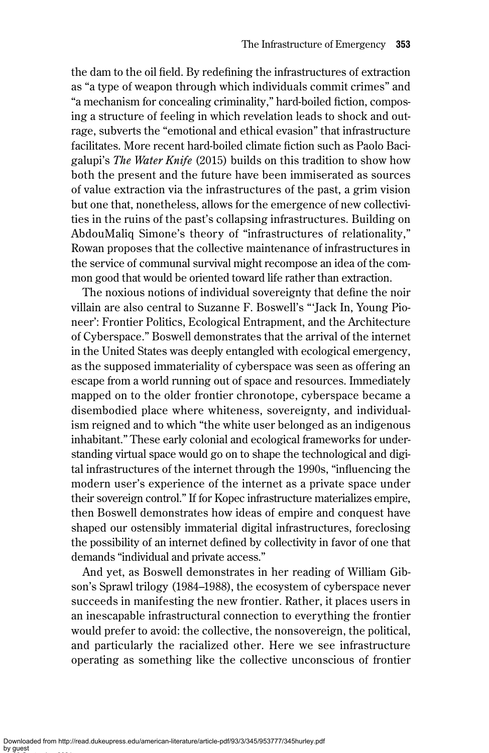the dam to the oil field. By redefining the infrastructures of extraction as "a type of weapon through which individuals commit crimes" and "a mechanism for concealing criminality," hard-boiled fiction, composing a structure of feeling in which revelation leads to shock and outrage, subverts the "emotional and ethical evasion" that infrastructure facilitates. More recent hard-boiled climate fiction such as Paolo Bacigalupi's *The Water Knife* (2015) builds on this tradition to show how both the present and the future have been immiserated as sources of value extraction via the infrastructures of the past, a grim vision but one that, nonetheless, allows for the emergence of new collectivities in the ruins of the past's collapsing infrastructures. Building on AbdouMaliq Simone's theory of "infrastructures of relationality," Rowan proposes that the collective maintenance of infrastructures in the service of communal survival might recompose an idea of the common good that would be oriented toward life rather than extraction.

The noxious notions of individual sovereignty that define the noir villain are also central to Suzanne F. Boswell's "'Jack In, Young Pioneer': Frontier Politics, Ecological Entrapment, and the Architecture of Cyberspace." Boswell demonstrates that the arrival of the internet in the United States was deeply entangled with ecological emergency, as the supposed immateriality of cyberspace was seen as offering an escape from a world running out of space and resources. Immediately mapped on to the older frontier chronotope, cyberspace became a disembodied place where whiteness, sovereignty, and individualism reigned and to which "the white user belonged as an indigenous inhabitant." These early colonial and ecological frameworks for understanding virtual space would go on to shape the technological and digital infrastructures of the internet through the 1990s, "influencing the modern user's experience of the internet as a private space under their sovereign control." If for Kopec infrastructure materializes empire, then Boswell demonstrates how ideas of empire and conquest have shaped our ostensibly immaterial digital infrastructures, foreclosing the possibility of an internet defined by collectivity in favor of one that demands "individual and private access."

And yet, as Boswell demonstrates in her reading of William Gibson's Sprawl trilogy (1984–1988), the ecosystem of cyberspace never succeeds in manifesting the new frontier. Rather, it places users in an inescapable infrastructural connection to everything the frontier would prefer to avoid: the collective, the nonsovereign, the political, and particularly the racialized other. Here we see infrastructure operating as something like the collective unconscious of frontier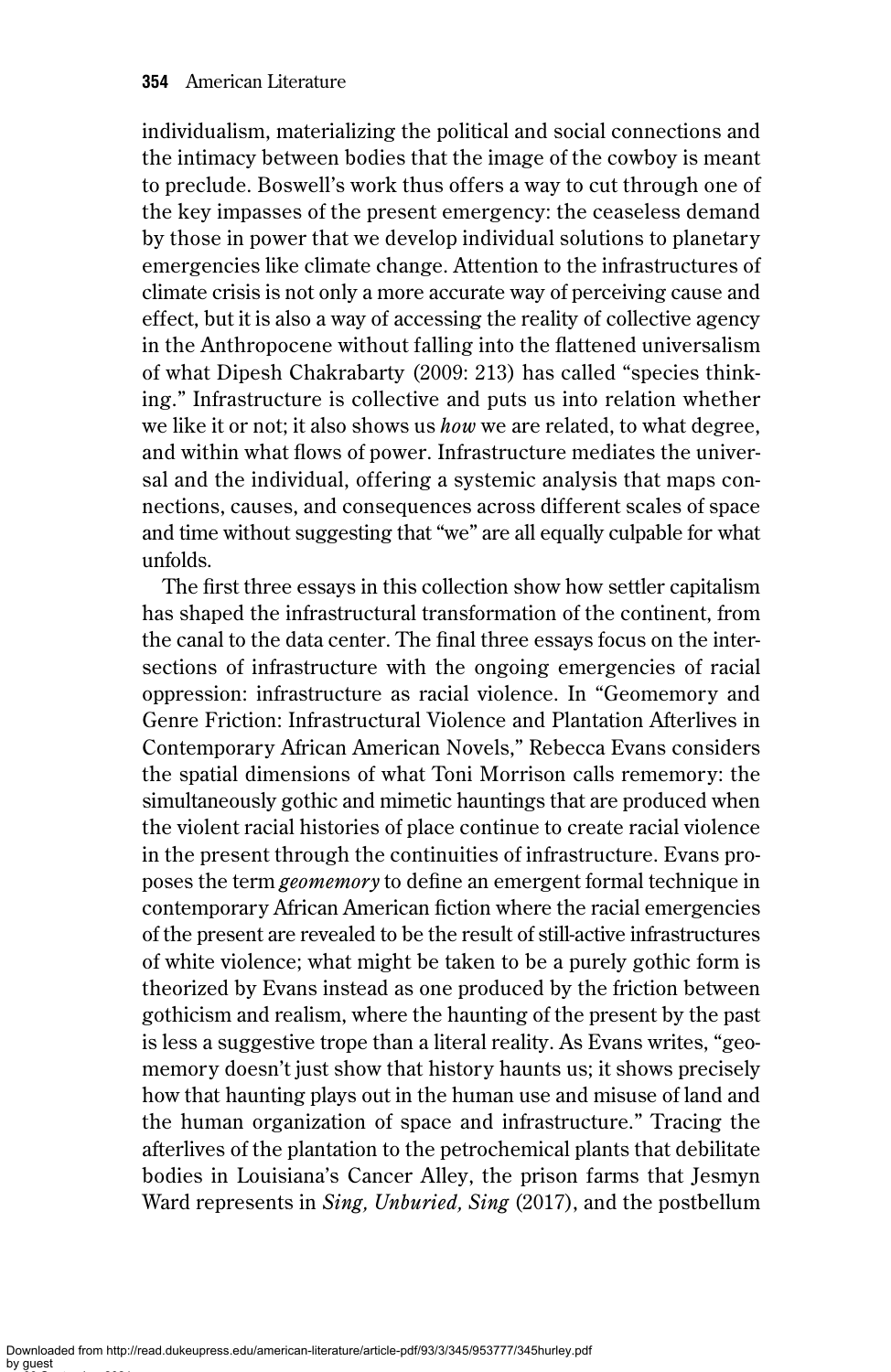individualism, materializing the political and social connections and the intimacy between bodies that the image of the cowboy is meant to preclude. Boswell's work thus offers a way to cut through one of the key impasses of the present emergency: the ceaseless demand by those in power that we develop individual solutions to planetary emergencies like climate change. Attention to the infrastructures of climate crisis is not only a more accurate way of perceiving cause and effect, but it is also a way of accessing the reality of collective agency in the Anthropocene without falling into the flattened universalism of what Dipesh Chakrabarty (2009: 213) has called "species thinking." Infrastructure is collective and puts us into relation whether we like it or not; it also shows us *how* we are related, to what degree, and within what flows of power. Infrastructure mediates the universal and the individual, offering a systemic analysis that maps connections, causes, and consequences across different scales of space and time without suggesting that "we" are all equally culpable for what unfolds.

The first three essays in this collection show how settler capitalism has shaped the infrastructural transformation of the continent, from the canal to the data center. The final three essays focus on the intersections of infrastructure with the ongoing emergencies of racial oppression: infrastructure as racial violence. In "Geomemory and Genre Friction: Infrastructural Violence and Plantation Afterlives in Contemporary African American Novels," Rebecca Evans considers the spatial dimensions of what Toni Morrison calls rememory: the simultaneously gothic and mimetic hauntings that are produced when the violent racial histories of place continue to create racial violence in the present through the continuities of infrastructure. Evans proposes the term *geomemory* to define an emergent formal technique in contemporary African American fiction where the racial emergencies of the present are revealed to be the result of still-active infrastructures of white violence; what might be taken to be a purely gothic form is theorized by Evans instead as one produced by the friction between gothicism and realism, where the haunting of the present by the past is less a suggestive trope than a literal reality. As Evans writes, "geomemory doesn't just show that history haunts us; it shows precisely how that haunting plays out in the human use and misuse of land and the human organization of space and infrastructure." Tracing the afterlives of the plantation to the petrochemical plants that debilitate bodies in Louisiana's Cancer Alley, the prison farms that Jesmyn Ward represents in *Sing, Unburied, Sing* (2017), and the postbellum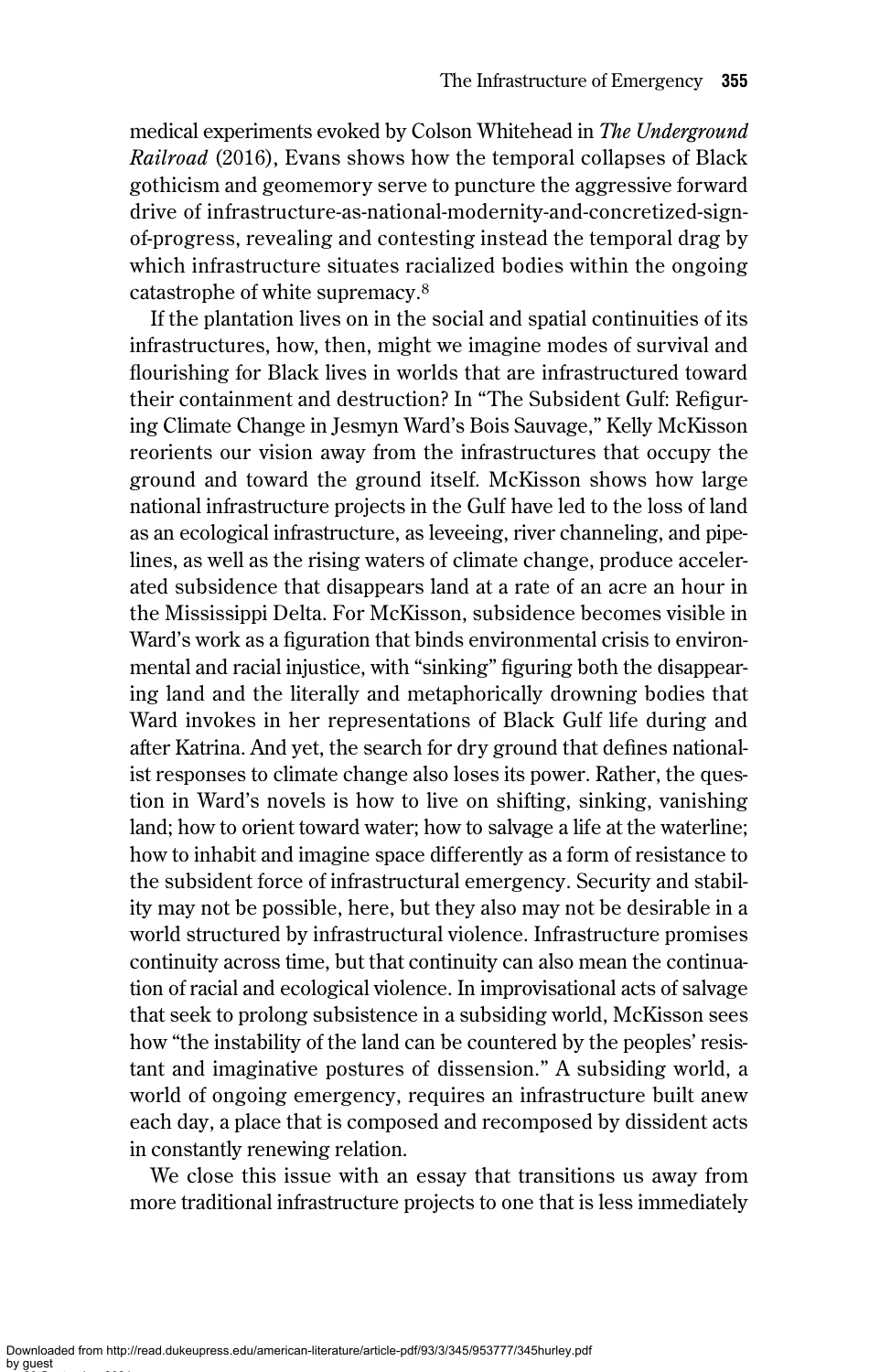medical experiments evoked by Colson Whitehead in *The Underground Railroad* (2016), Evans shows how the temporal collapses of Black gothicism and geomemory serve to puncture the aggressive forward drive of infrastructure-as-national-modernity-and-concretized-sign-of-progress, revealing and contesting instead the temporal drag by which infrastructure situates racialized bodies within the ongoing catastrophe of white supremacy.[8]

If the plantation lives on in the social and spatial continuities of its infrastructures, how, then, might we imagine modes of survival and flourishing for Black lives in worlds that are infrastructured toward their containment and destruction? In "The Subsident Gulf: Refiguring Climate Change in Jesmyn Ward's Bois Sauvage," Kelly McKisson reorients our vision away from the infrastructures that occupy the ground and toward the ground itself. McKisson shows how large national infrastructure projects in the Gulf have led to the loss of land as an ecological infrastructure, as leveeing, river channeling, and pipelines, as well as the rising waters of climate change, produce accelerated subsidence that disappears land at a rate of an acre an hour in the Mississippi Delta. For McKisson, subsidence becomes visible in Ward's work as a figuration that binds environmental crisis to environmental and racial injustice, with "sinking" figuring both the disappearing land and the literally and metaphorically drowning bodies that Ward invokes in her representations of Black Gulf life during and after Katrina. And yet, the search for dry ground that defines nationalist responses to climate change also loses its power. Rather, the question in Ward's novels is how to live on shifting, sinking, vanishing land; how to orient toward water; how to salvage a life at the waterline; how to inhabit and imagine space differently as a form of resistance to the subsident force of infrastructural emergency. Security and stability may not be possible, here, but they also may not be desirable in a world structured by infrastructural violence. Infrastructure promises continuity across time, but that continuity can also mean the continuation of racial and ecological violence. In improvisational acts of salvage that seek to prolong subsistence in a subsiding world, McKisson sees how "the instability of the land can be countered by the peoples' resistant and imaginative postures of dissension." A subsiding world, a world of ongoing emergency, requires an infrastructure built anew each day, a place that is composed and recomposed by dissident acts in constantly renewing relation.

We close this issue with an essay that transitions us away from more traditional infrastructure projects to one that is less immediately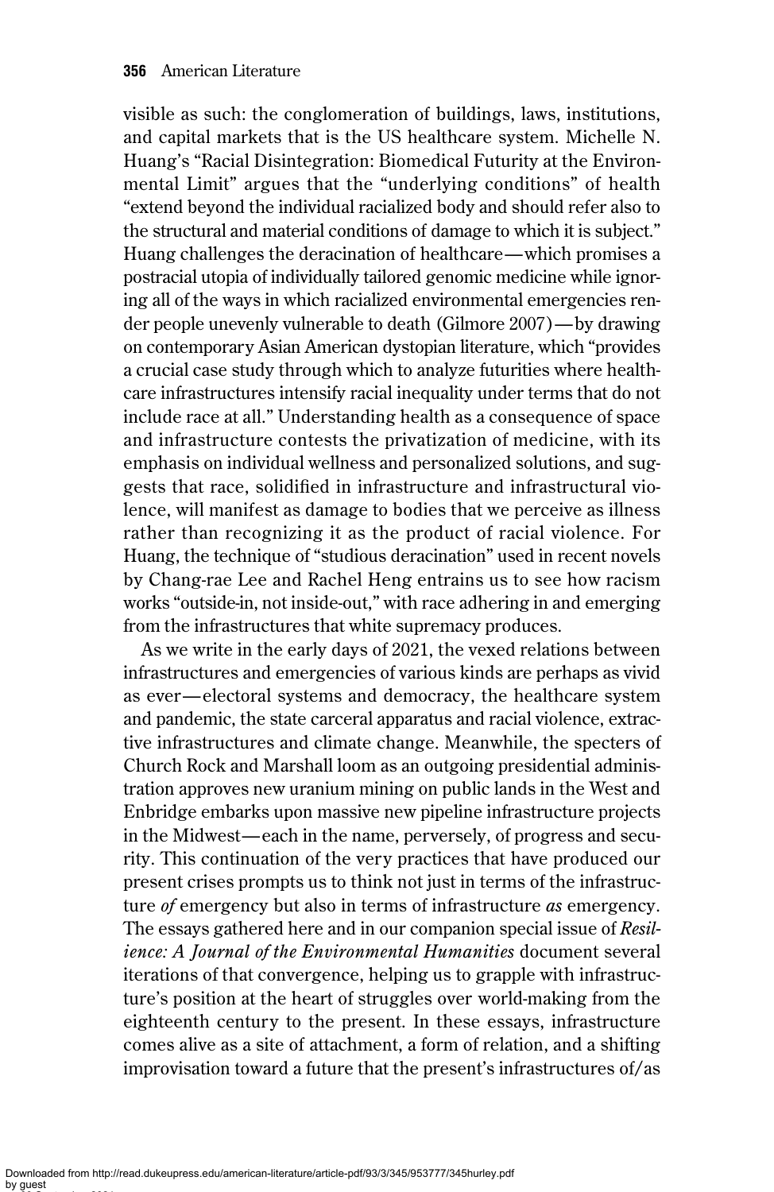visible as such: the conglomeration of buildings, laws, institutions, and capital markets that is the US healthcare system. Michelle N. Huang's "Racial Disintegration: Biomedical Futurity at the Environmental Limit" argues that the "underlying conditions" of health "extend beyond the individual racialized body and should refer also to the structural and material conditions of damage to which it is subject." Huang challenges the deracination of healthcare—which promises a postracial utopia of individually tailored genomic medicine while ignoring all of the ways in which racialized environmental emergencies render people unevenly vulnerable to death (Gilmore 2007)—by drawing on contemporary Asian American dystopian literature, which "provides a crucial case study through which to analyze futurities where healthcare infrastructures intensify racial inequality under terms that do not include race at all." Understanding health as a consequence of space and infrastructure contests the privatization of medicine, with its emphasis on individual wellness and personalized solutions, and suggests that race, solidified in infrastructure and infrastructural violence, will manifest as damage to bodies that we perceive as illness rather than recognizing it as the product of racial violence. For Huang, the technique of "studious deracination" used in recent novels by Chang-rae Lee and Rachel Heng entrains us to see how racism works "outside-in, not inside-out," with race adhering in and emerging from the infrastructures that white supremacy produces.

As we write in the early days of 2021, the vexed relations between infrastructures and emergencies of various kinds are perhaps as vivid as ever—electoral systems and democracy, the healthcare system and pandemic, the state carceral apparatus and racial violence, extractive infrastructures and climate change. Meanwhile, the specters of Church Rock and Marshall loom as an outgoing presidential administration approves new uranium mining on public lands in the West and Enbridge embarks upon massive new pipeline infrastructure projects in the Midwest—each in the name, perversely, of progress and security. This continuation of the very practices that have produced our present crises prompts us to think not just in terms of the infrastructure *of* emergency but also in terms of infrastructure *as* emergency. The essays gathered here and in our companion special issue of *Resilience: A Journal of the Environmental Humanities* document several iterations of that convergence, helping us to grapple with infrastructure's position at the heart of struggles over world-making from the eighteenth century to the present. In these essays, infrastructure comes alive as a site of attachment, a form of relation, and a shifting improvisation toward a future that the present's infrastructures of/as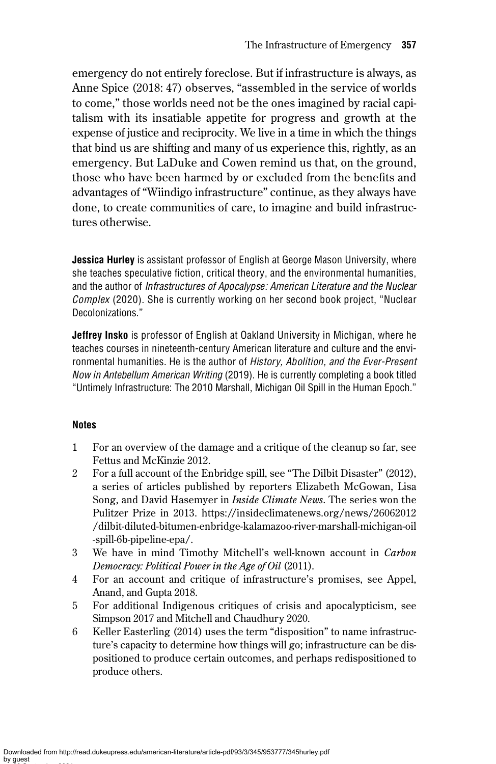emergency do not entirely foreclose. But if infrastructure is always, as Anne Spice (2018: 47) observes, "assembled in the service of worlds to come," those worlds need not be the ones imagined by racial capitalism with its insatiable appetite for progress and growth at the expense of justice and reciprocity. We live in a time in which the things that bind us are shifting and many of us experience this, rightly, as an emergency. But LaDuke and Cowen remind us that, on the ground, those who have been harmed by or excluded from the benefits and advantages of "Wiindigo infrastructure" continue, as they always have done, to create communities of care, to imagine and build infrastructures otherwise.

**Jessica Hurley** is assistant professor of English at George Mason University, where she teaches speculative fiction, critical theory, and the environmental humanities, and the author of *Infrastructures of Apocalypse: American Literature and the Nuclear Complex* (2020). She is currently working on her second book project, "Nuclear Decolonizations."

**Jeffrey Insko** is professor of English at Oakland University in Michigan, where he teaches courses in nineteenth-century American literature and culture and the environmental humanities. He is the author of *History, Abolition, and the Ever-Present Now in Antebellum American Writing* (2019). He is currently completing a book titled "Untimely Infrastructure: The 2010 Marshall, Michigan Oil Spill in the Human Epoch."

### Notes

1. For an overview of the damage and a critique of the cleanup so far, see Fettus and McKinzie 2012.
2. For a full account of the Enbridge spill, see "The Dilbit Disaster" (2012), a series of articles published by reporters Elizabeth McGowan, Lisa Song, and David Hasemyer in *Inside Climate News*. The series won the Pulitzer Prize in 2013. https://insideclimatenews.org/news/26062012/dilbit-diluted-bitumen-enbridge-kalamazoo-river-marshall-michigan-oil-spill-6b-pipeline-epa/.
3. We have in mind Timothy Mitchell's well-known account in *Carbon Democracy: Political Power in the Age of Oil* (2011).
4. For an account and critique of infrastructure's promises, see Appel, Anand, and Gupta 2018.
5. For additional Indigenous critiques of crisis and apocalypticism, see Simpson 2017 and Mitchell and Chaudhury 2020.
6. Keller Easterling (2014) uses the term "disposition" to name infrastructure's capacity to determine how things will go; infrastructure can be dispositioned to produce certain outcomes, and perhaps redispositioned to produce others.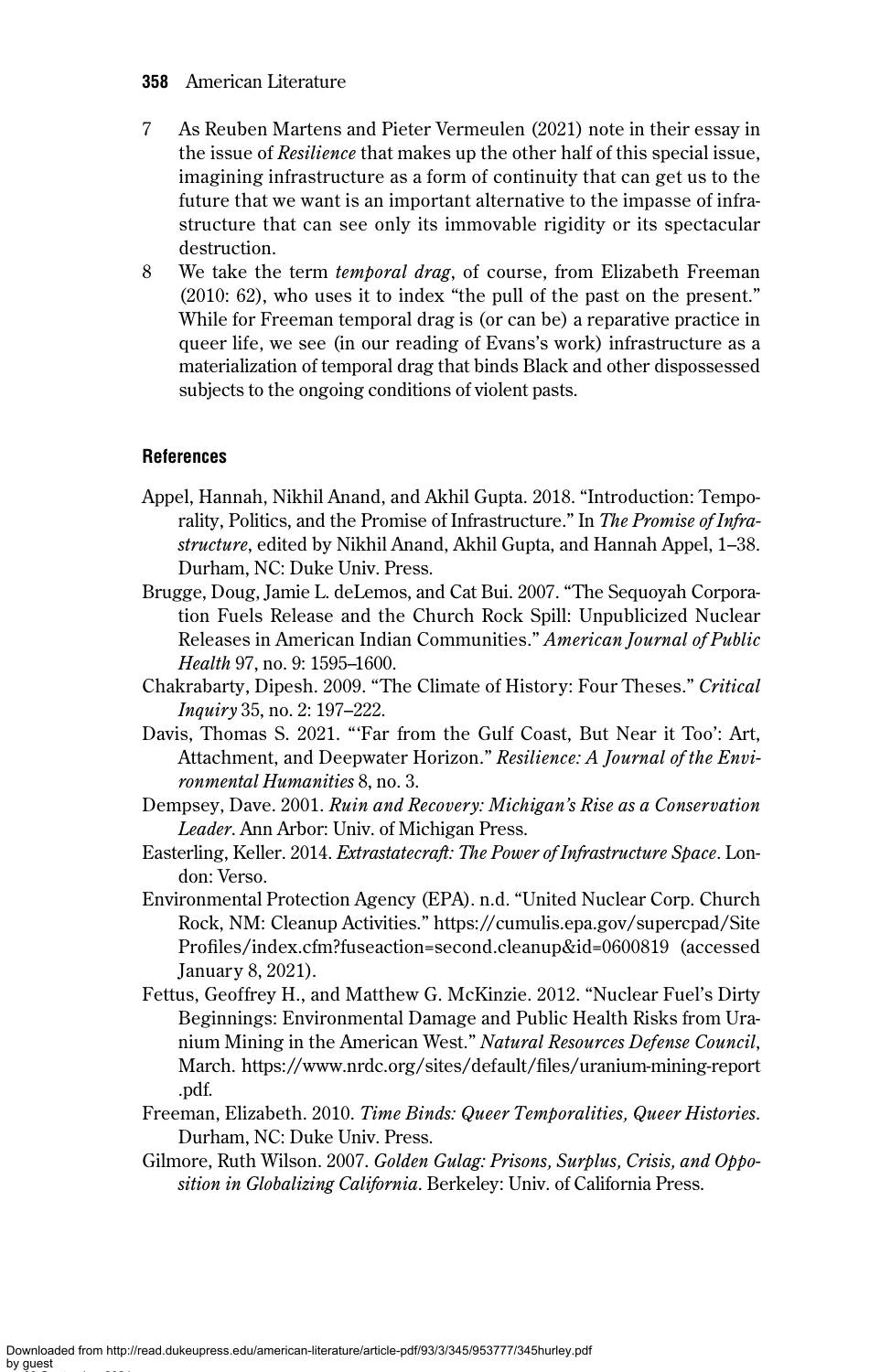7 As Reuben Martens and Pieter Vermeulen (2021) note in their essay in the issue of *Resilience* that makes up the other half of this special issue, imagining infrastructure as a form of continuity that can get us to the future that we want is an important alternative to the impasse of infrastructure that can see only its immovable rigidity or its spectacular destruction.

8 We take the term *temporal drag*, of course, from Elizabeth Freeman (2010: 62), who uses it to index "the pull of the past on the present." While for Freeman temporal drag is (or can be) a reparative practice in queer life, we see (in our reading of Evans's work) infrastructure as a materialization of temporal drag that binds Black and other dispossessed subjects to the ongoing conditions of violent pasts.

## References

Appel, Hannah, Nikhil Anand, and Akhil Gupta. 2018. "Introduction: Temporality, Politics, and the Promise of Infrastructure." In *The Promise of Infrastructure*, edited by Nikhil Anand, Akhil Gupta, and Hannah Appel, 1–38. Durham, NC: Duke Univ. Press.

Brugge, Doug, Jamie L. deLemos, and Cat Bui. 2007. "The Sequoyah Corporation Fuels Release and the Church Rock Spill: Unpublicized Nuclear Releases in American Indian Communities." *American Journal of Public Health* 97, no. 9: 1595–1600.

Chakrabarty, Dipesh. 2009. "The Climate of History: Four Theses." *Critical Inquiry* 35, no. 2: 197–222.

Davis, Thomas S. 2021. "'Far from the Gulf Coast, But Near it Too': Art, Attachment, and Deepwater Horizon." *Resilience: A Journal of the Environmental Humanities* 8, no. 3.

Dempsey, Dave. 2001. *Ruin and Recovery: Michigan's Rise as a Conservation Leader*. Ann Arbor: Univ. of Michigan Press.

Easterling, Keller. 2014. *Extrastatecraft: The Power of Infrastructure Space*. London: Verso.

Environmental Protection Agency (EPA). n.d. "United Nuclear Corp. Church Rock, NM: Cleanup Activities." https://cumulis.epa.gov/supercpad/SiteProfiles/index.cfm?fuseaction=second.cleanup&id=0600819 (accessed January 8, 2021).

Fettus, Geoffrey H., and Matthew G. McKinzie. 2012. "Nuclear Fuel's Dirty Beginnings: Environmental Damage and Public Health Risks from Uranium Mining in the American West." *Natural Resources Defense Council*, March. https://www.nrdc.org/sites/default/files/uranium-mining-report.pdf.

Freeman, Elizabeth. 2010. *Time Binds: Queer Temporalities, Queer Histories*. Durham, NC: Duke Univ. Press.

Gilmore, Ruth Wilson. 2007. *Golden Gulag: Prisons, Surplus, Crisis, and Opposition in Globalizing California*. Berkeley: Univ. of California Press.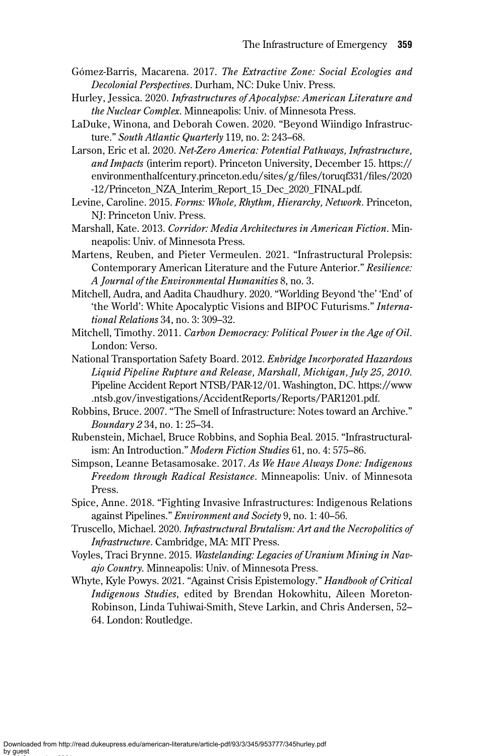Gómez-Barris, Macarena. 2017. *The Extractive Zone: Social Ecologies and Decolonial Perspectives*. Durham, NC: Duke Univ. Press.

Hurley, Jessica. 2020. *Infrastructures of Apocalypse: American Literature and the Nuclear Complex*. Minneapolis: Univ. of Minnesota Press.

LaDuke, Winona, and Deborah Cowen. 2020. "Beyond Wiindigo Infrastructure." *South Atlantic Quarterly* 119, no. 2: 243–68.

Larson, Eric et al. 2020. *Net-Zero America: Potential Pathways, Infrastructure, and Impacts* (interim report). Princeton University, December 15. https://environmenthalfcentury.princeton.edu/sites/g/files/toruqf331/files/2020-12/Princeton_NZA_Interim_Report_15_Dec_2020_FINAL.pdf.

Levine, Caroline. 2015. *Forms: Whole, Rhythm, Hierarchy, Network*. Princeton, NJ: Princeton Univ. Press.

Marshall, Kate. 2013. *Corridor: Media Architectures in American Fiction*. Minneapolis: Univ. of Minnesota Press.

Martens, Reuben, and Pieter Vermeulen. 2021. "Infrastructural Prolepsis: Contemporary American Literature and the Future Anterior." *Resilience: A Journal of the Environmental Humanities* 8, no. 3.

Mitchell, Audra, and Aadita Chaudhury. 2020. "Worlding Beyond 'the' 'End' of 'the World': White Apocalyptic Visions and BIPOC Futurisms." *International Relations* 34, no. 3: 309–32.

Mitchell, Timothy. 2011. *Carbon Democracy: Political Power in the Age of Oil*. London: Verso.

National Transportation Safety Board. 2012. *Enbridge Incorporated Hazardous Liquid Pipeline Rupture and Release, Marshall, Michigan, July 25, 2010*. Pipeline Accident Report NTSB/PAR-12/01. Washington, DC. https://www.ntsb.gov/investigations/AccidentReports/Reports/PAR1201.pdf.

Robbins, Bruce. 2007. "The Smell of Infrastructure: Notes toward an Archive." *Boundary 2* 34, no. 1: 25–34.

Rubenstein, Michael, Bruce Robbins, and Sophia Beal. 2015. "Infrastructuralism: An Introduction." *Modern Fiction Studies* 61, no. 4: 575–86.

Simpson, Leanne Betasamosake. 2017. *As We Have Always Done: Indigenous Freedom through Radical Resistance*. Minneapolis: Univ. of Minnesota Press.

Spice, Anne. 2018. "Fighting Invasive Infrastructures: Indigenous Relations against Pipelines." *Environment and Society* 9, no. 1: 40–56.

Truscello, Michael. 2020. *Infrastructural Brutalism: Art and the Necropolitics of Infrastructure*. Cambridge, MA: MIT Press.

Voyles, Traci Brynne. 2015. *Wastelanding: Legacies of Uranium Mining in Navajo Country*. Minneapolis: Univ. of Minnesota Press.

Whyte, Kyle Powys. 2021. "Against Crisis Epistemology." *Handbook of Critical Indigenous Studies*, edited by Brendan Hokowhitu, Aileen Moreton-Robinson, Linda Tuhiwai-Smith, Steve Larkin, and Chris Andersen, 52–64. London: Routledge.